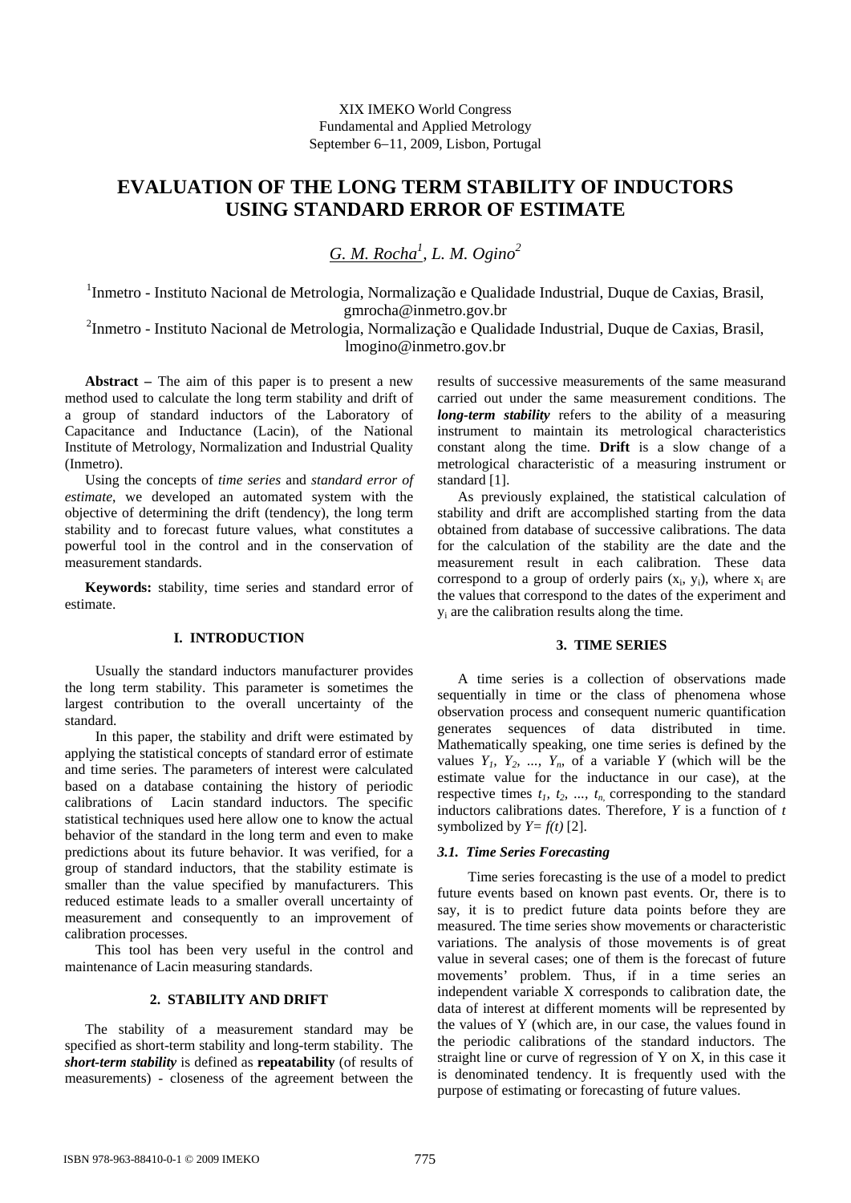XIX IMEKO World Congress
Fundamental and Applied Metrology
September 6−11, 2009, Lisbon, Portugal

# EVALUATION OF THE LONG TERM STABILITY OF INDUCTORS USING STANDARD ERROR OF ESTIMATE

*G. M. Rocha*[1], *L. M. Ogino*[2]

[1]Inmetro - Instituto Nacional de Metrologia, Normalização e Qualidade Industrial, Duque de Caxias, Brasil, gmrocha@inmetro.gov.br

[2]Inmetro - Instituto Nacional de Metrologia, Normalização e Qualidade Industrial, Duque de Caxias, Brasil, lmogino@inmetro.gov.br

**Abstract –** The aim of this paper is to present a new method used to calculate the long term stability and drift of a group of standard inductors of the Laboratory of Capacitance and Inductance (Lacin), of the National Institute of Metrology, Normalization and Industrial Quality (Inmetro).

Using the concepts of *time series* and *standard error of estimate*, we developed an automated system with the objective of determining the drift (tendency), the long term stability and to forecast future values, what constitutes a powerful tool in the control and in the conservation of measurement standards.

**Keywords:** stability, time series and standard error of estimate.

## I. INTRODUCTION

Usually the standard inductors manufacturer provides the long term stability. This parameter is sometimes the largest contribution to the overall uncertainty of the standard.

In this paper, the stability and drift were estimated by applying the statistical concepts of standard error of estimate and time series. The parameters of interest were calculated based on a database containing the history of periodic calibrations of Lacin standard inductors. The specific statistical techniques used here allow one to know the actual behavior of the standard in the long term and even to make predictions about its future behavior. It was verified, for a group of standard inductors, that the stability estimate is smaller than the value specified by manufacturers. This reduced estimate leads to a smaller overall uncertainty of measurement and consequently to an improvement of calibration processes.

This tool has been very useful in the control and maintenance of Lacin measuring standards.

## 2. STABILITY AND DRIFT

The stability of a measurement standard may be specified as short-term stability and long-term stability. The ***short-term stability*** is defined as **repeatability** (of results of measurements) - closeness of the agreement between the results of successive measurements of the same measurand carried out under the same measurement conditions. The ***long-term stability*** refers to the ability of a measuring instrument to maintain its metrological characteristics constant along the time. **Drift** is a slow change of a metrological characteristic of a measuring instrument or standard [1].

As previously explained, the statistical calculation of stability and drift are accomplished starting from the data obtained from database of successive calibrations. The data for the calculation of the stability are the date and the measurement result in each calibration. These data correspond to a group of orderly pairs ($x_i$, $y_i$), where $x_i$ are the values that correspond to the dates of the experiment and $y_i$ are the calibration results along the time.

## 3. TIME SERIES

A time series is a collection of observations made sequentially in time or the class of phenomena whose observation process and consequent numeric quantification generates sequences of data distributed in time. Mathematically speaking, one time series is defined by the values $Y_1$, $Y_2$, ..., $Y_n$, of a variable $Y$ (which will be the estimate value for the inductance in our case), at the respective times $t_1$, $t_2$, ..., $t_n$, corresponding to the standard inductors calibrations dates. Therefore, $Y$ is a function of $t$ symbolized by $Y= f(t)$ [2].

### 3.1. Time Series Forecasting

Time series forecasting is the use of a model to predict future events based on known past events. Or, there is to say, it is to predict future data points before they are measured. The time series show movements or characteristic variations. The analysis of those movements is of great value in several cases; one of them is the forecast of future movements' problem. Thus, if in a time series an independent variable X corresponds to calibration date, the data of interest at different moments will be represented by the values of Y (which are, in our case, the values found in the periodic calibrations of the standard inductors. The straight line or curve of regression of Y on X, in this case it is denominated tendency. It is frequently used with the purpose of estimating or forecasting of future values.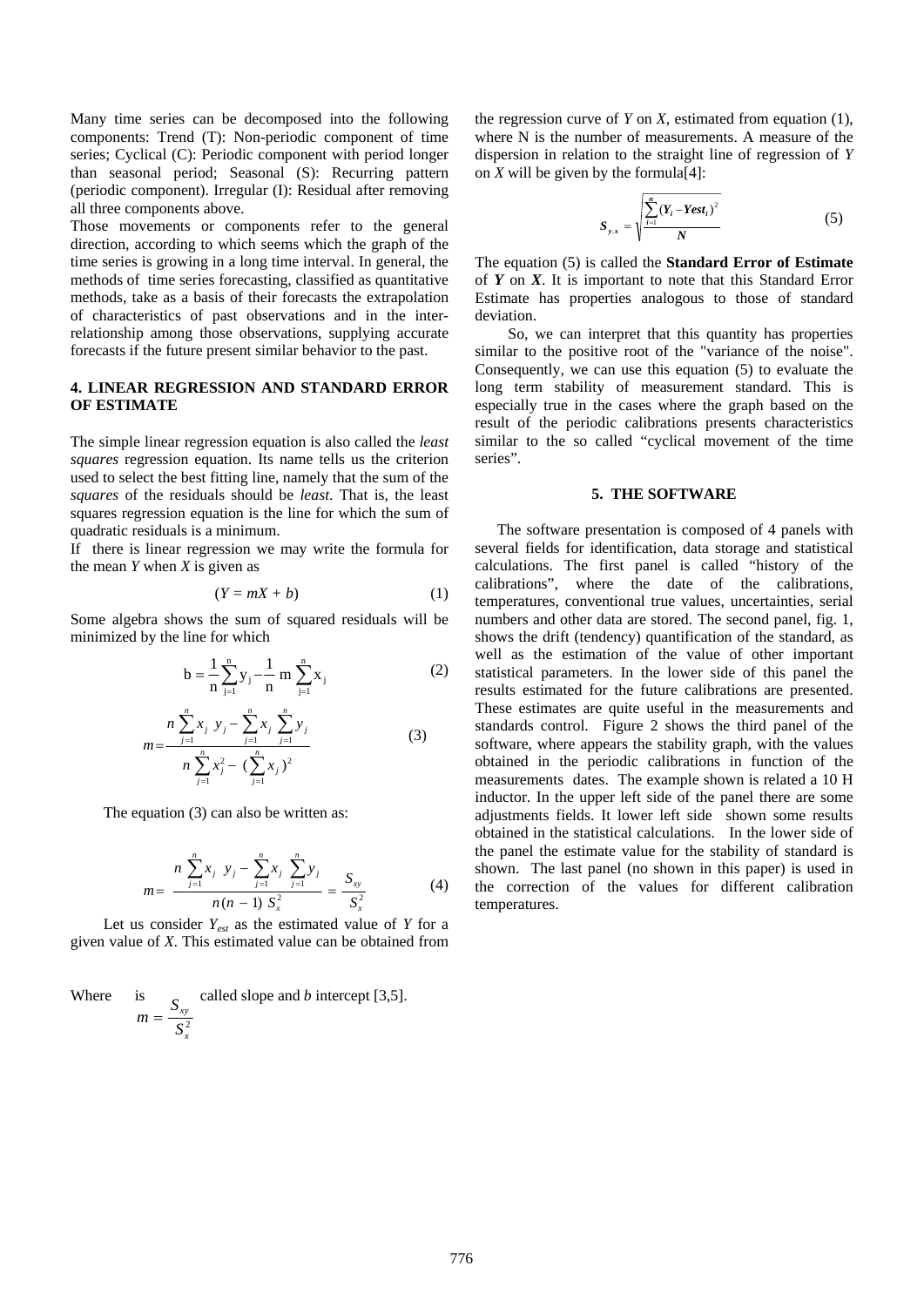Many time series can be decomposed into the following components: Trend (T): Non-periodic component of time series; Cyclical (C): Periodic component with period longer than seasonal period; Seasonal (S): Recurring pattern (periodic component). Irregular (I): Residual after removing all three components above.

Those movements or components refer to the general direction, according to which seems which the graph of the time series is growing in a long time interval. In general, the methods of time series forecasting, classified as quantitative methods, take as a basis of their forecasts the extrapolation of characteristics of past observations and in the inter-relationship among those observations, supplying accurate forecasts if the future present similar behavior to the past.

## 4. LINEAR REGRESSION AND STANDARD ERROR OF ESTIMATE

The simple linear regression equation is also called the *least squares* regression equation. Its name tells us the criterion used to select the best fitting line, namely that the sum of the *squares* of the residuals should be *least*. That is, the least squares regression equation is the line for which the sum of quadratic residuals is a minimum.

If there is linear regression we may write the formula for the mean $Y$ when $X$ is given as

$$(Y = mX + b) \tag{1}$$

Some algebra shows the sum of squared residuals will be minimized by the line for which

$$b = \frac{1}{n}\sum_{j=1}^{n} y_j - \frac{1}{n}\, m \sum_{j=1}^{n} x_j \tag{2}$$

$$m = \frac{n\sum_{j=1}^{n} x_j\ y_j - \sum_{j=1}^{n} x_j \sum_{j=1}^{n} y_j}{n\sum_{j=1}^{n} x_j^2 - (\sum_{j=1}^{n} x_j)^2} \tag{3}$$

The equation (3) can also be written as:

$$m = \frac{n\sum_{j=1}^{n} x_j\ y_j - \sum_{j=1}^{n} x_j \sum_{j=1}^{n} y_j}{n(n-1)\ S_x^2} = \frac{S_{xy}}{S_x^2} \tag{4}$$

Let us consider $Y_{est}$ as the estimated value of $Y$ for a given value of $X$. This estimated value can be obtained from the regression curve of $Y$ on $X$, estimated from equation (1), where N is the number of measurements. A measure of the dispersion in relation to the straight line of regression of $Y$ on $X$ will be given by the formula[4]:

$$S_{y.x} = \sqrt{\frac{\sum_{i=1}^{n}(Y_i - Yest_i)^2}{N}} \tag{5}$$

The equation (5) is called the **Standard Error of Estimate** of ***Y*** on ***X***. It is important to note that this Standard Error Estimate has properties analogous to those of standard deviation.

So, we can interpret that this quantity has properties similar to the positive root of the "variance of the noise". Consequently, we can use this equation (5) to evaluate the long term stability of measurement standard. This is especially true in the cases where the graph based on the result of the periodic calibrations presents characteristics similar to the so called "cyclical movement of the time series".

Where is $m = \frac{S_{xy}}{S_x^2}$ called slope and $b$ intercept [3,5].

## 5. THE SOFTWARE

The software presentation is composed of 4 panels with several fields for identification, data storage and statistical calculations. The first panel is called "history of the calibrations", where the date of the calibrations, temperatures, conventional true values, uncertainties, serial numbers and other data are stored. The second panel, fig. 1, shows the drift (tendency) quantification of the standard, as well as the estimation of the value of other important statistical parameters. In the lower side of this panel the results estimated for the future calibrations are presented. These estimates are quite useful in the measurements and standards control. Figure 2 shows the third panel of the software, where appears the stability graph, with the values obtained in the periodic calibrations in function of the measurements dates. The example shown is related a 10 H inductor. In the upper left side of the panel there are some adjustments fields. It lower left side shown some results obtained in the statistical calculations. In the lower side of the panel the estimate value for the stability of standard is shown. The last panel (no shown in this paper) is used in the correction of the values for different calibration temperatures.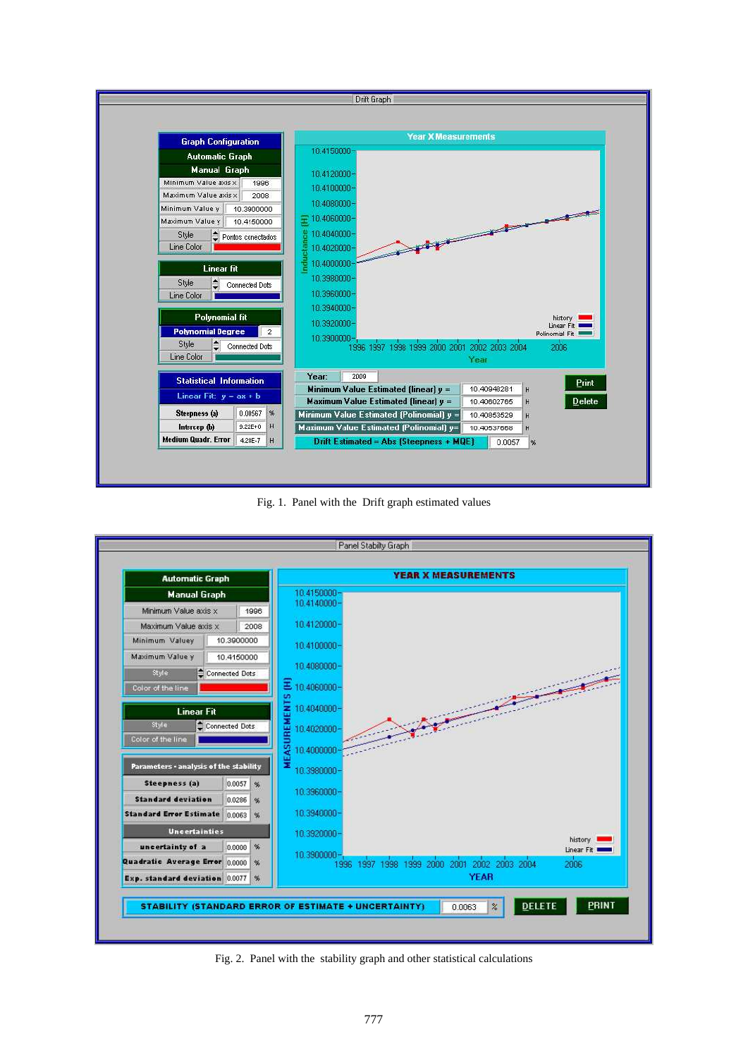Fig. 1. Panel with the Drift graph estimated values

Fig. 2. Panel with the stability graph and other statistical calculations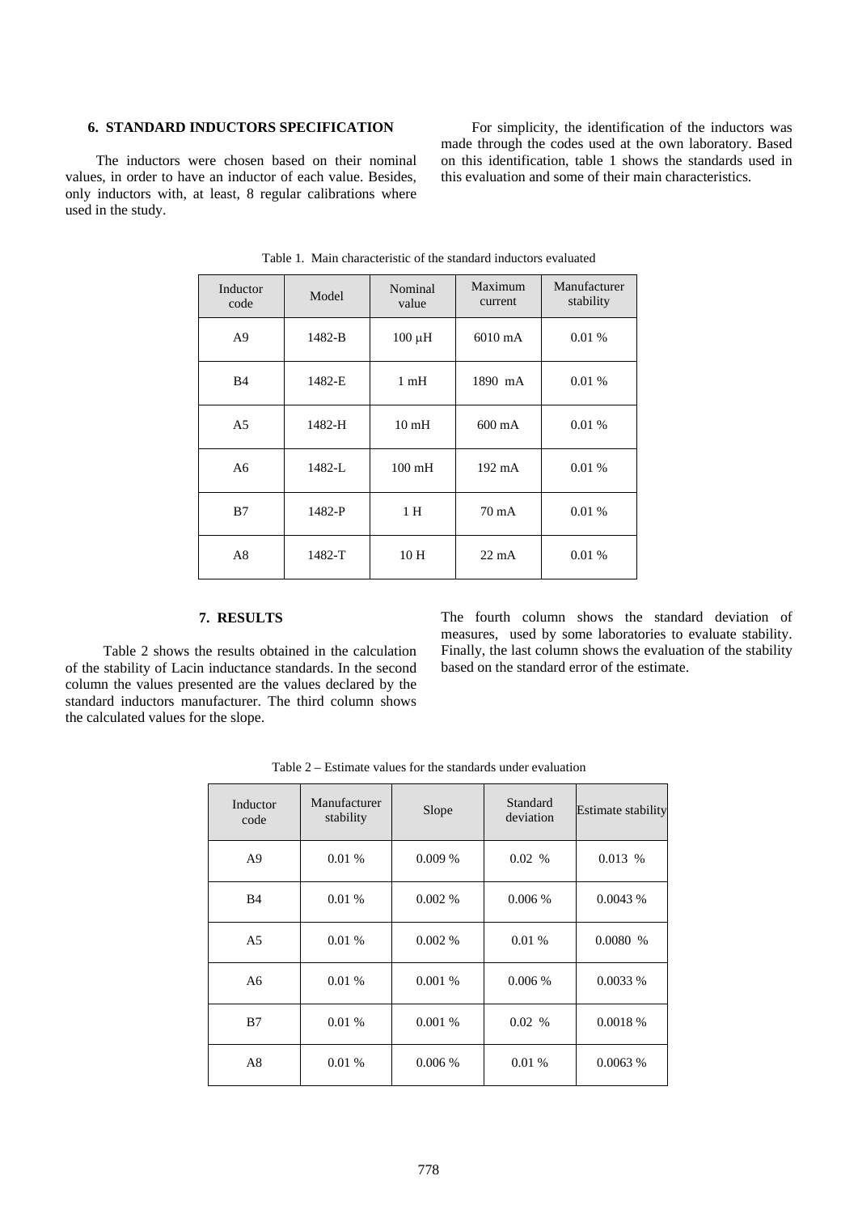## 6. STANDARD INDUCTORS SPECIFICATION

The inductors were chosen based on their nominal values, in order to have an inductor of each value. Besides, only inductors with, at least, 8 regular calibrations where used in the study.

For simplicity, the identification of the inductors was made through the codes used at the own laboratory. Based on this identification, table 1 shows the standards used in this evaluation and some of their main characteristics.

Table 1. Main characteristic of the standard inductors evaluated

| Inductor code | Model | Nominal value | Maximum current | Manufacturer stability |
|---|---|---|---|---|
| A9 | 1482-B | 100 µH | 6010 mA | 0.01 % |
| B4 | 1482-E | 1 mH | 1890 mA | 0.01 % |
| A5 | 1482-H | 10 mH | 600 mA | 0.01 % |
| A6 | 1482-L | 100 mH | 192 mA | 0.01 % |
| B7 | 1482-P | 1 H | 70 mA | 0.01 % |
| A8 | 1482-T | 10 H | 22 mA | 0.01 % |

## 7. RESULTS

Table 2 shows the results obtained in the calculation of the stability of Lacin inductance standards. In the second column the values presented are the values declared by the standard inductors manufacturer. The third column shows the calculated values for the slope.

The fourth column shows the standard deviation of measures, used by some laboratories to evaluate stability. Finally, the last column shows the evaluation of the stability based on the standard error of the estimate.

Table 2 – Estimate values for the standards under evaluation

| Inductor code | Manufacturer stability | Slope | Standard deviation | Estimate stability |
|---|---|---|---|---|
| A9 | 0.01 % | 0.009 % | 0.02 % | 0.013 % |
| B4 | 0.01 % | 0.002 % | 0.006 % | 0.0043 % |
| A5 | 0.01 % | 0.002 % | 0.01 % | 0.0080 % |
| A6 | 0.01 % | 0.001 % | 0.006 % | 0.0033 % |
| B7 | 0.01 % | 0.001 % | 0.02 % | 0.0018 % |
| A8 | 0.01 % | 0.006 % | 0.01 % | 0.0063 % |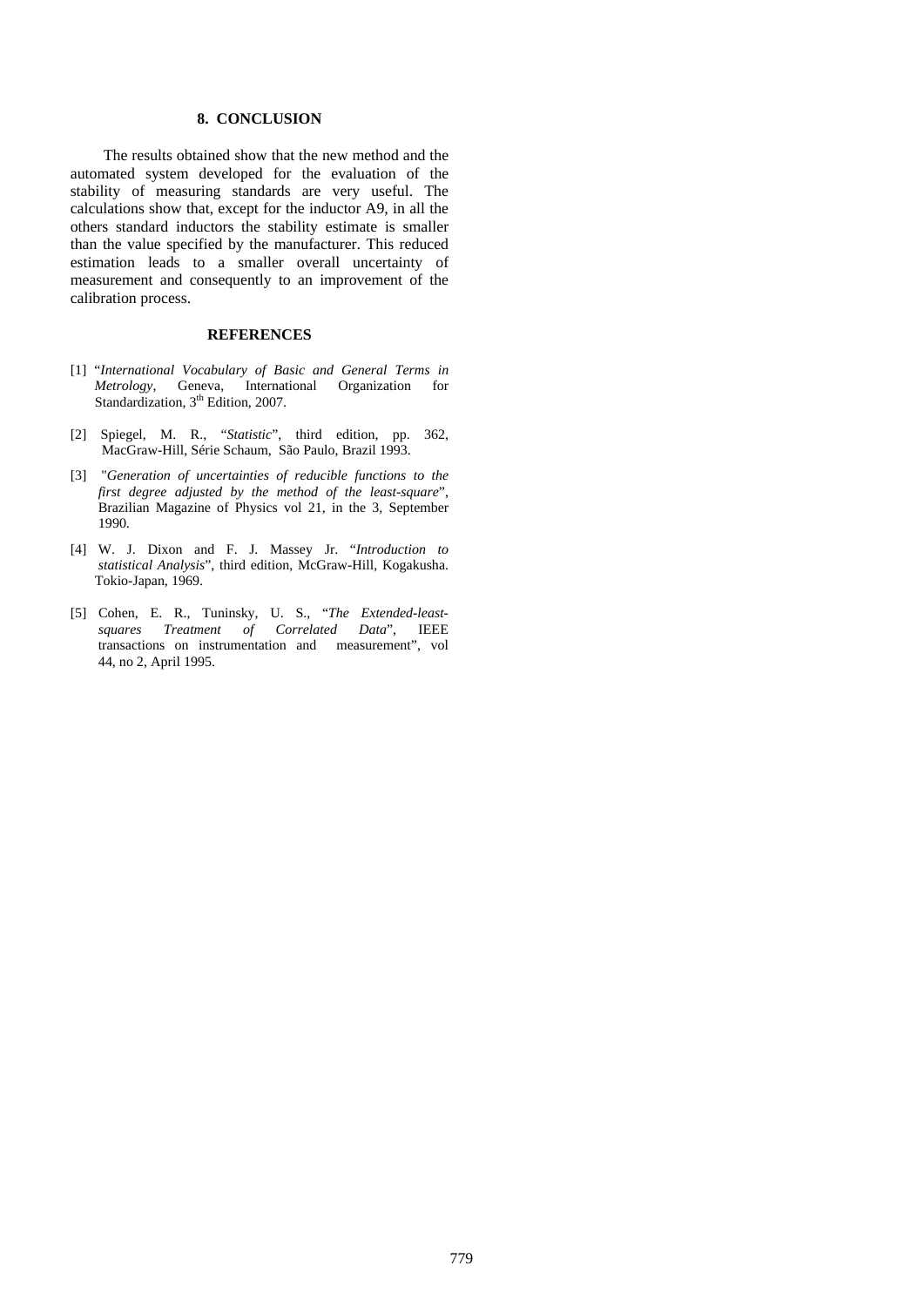## 8. CONCLUSION

The results obtained show that the new method and the automated system developed for the evaluation of the stability of measuring standards are very useful. The calculations show that, except for the inductor A9, in all the others standard inductors the stability estimate is smaller than the value specified by the manufacturer. This reduced estimation leads to a smaller overall uncertainty of measurement and consequently to an improvement of the calibration process.

## REFERENCES

[1] "*International Vocabulary of Basic and General Terms in Metrology*, Geneva, International Organization for Standardization, 3th Edition, 2007.

[2] Spiegel, M. R., "*Statistic*", third edition, pp. 362, MacGraw-Hill, Série Schaum, São Paulo, Brazil 1993.

[3] "*Generation of uncertainties of reducible functions to the first degree adjusted by the method of the least-square*", Brazilian Magazine of Physics vol 21, in the 3, September 1990.

[4] W. J. Dixon and F. J. Massey Jr. "*Introduction to statistical Analysis*", third edition, McGraw-Hill, Kogakusha. Tokio-Japan, 1969.

[5] Cohen, E. R., Tuninsky, U. S., "*The Extended-least-squares Treatment of Correlated Data*", IEEE transactions on instrumentation and measurement", vol 44, no 2, April 1995.